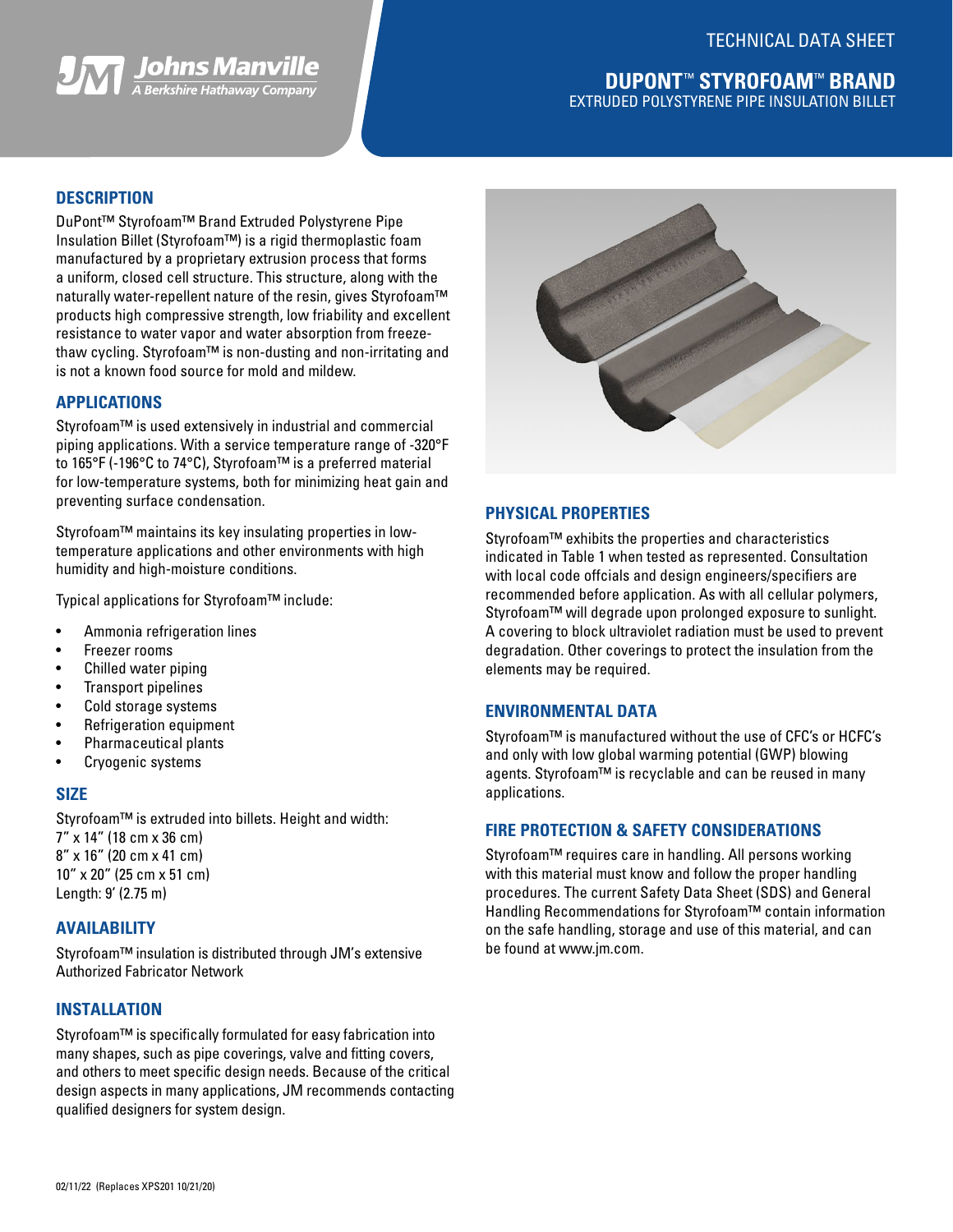TECHNICAL DATA SHEET

# DUPONT™ STYROFOAM™ BRAND

EXTRUDED POLYSTYRENE PIPE INSULATION BILLET

## DESCRIPTION

DuPont™ Styrofoam™ Brand Extruded Polystyrene Pipe Insulation Billet (Styrofoam™) is a rigid thermoplastic foam manufactured by a proprietary extrusion process that forms a uniform, closed cell structure. This structure, along with the naturally water-repellent nature of the resin, gives Styrofoam™ products high compressive strength, low friability and excellent resistance to water vapor and water absorption from freeze-thaw cycling. Styrofoam™ is non-dusting and non-irritating and is not a known food source for mold and mildew.

## APPLICATIONS

Styrofoam™ is used extensively in industrial and commercial piping applications. With a service temperature range of -320°F to 165°F (-196°C to 74°C), Styrofoam™ is a preferred material for low-temperature systems, both for minimizing heat gain and preventing surface condensation.

Styrofoam™ maintains its key insulating properties in low-temperature applications and other environments with high humidity and high-moisture conditions.

Typical applications for Styrofoam™ include:

- Ammonia refrigeration lines
- Freezer rooms
- Chilled water piping
- Transport pipelines
- Cold storage systems
- Refrigeration equipment
- Pharmaceutical plants
- Cryogenic systems

## SIZE

Styrofoam™ is extruded into billets. Height and width:
7" x 14" (18 cm x 36 cm)
8" x 16" (20 cm x 41 cm)
10" x 20" (25 cm x 51 cm)
Length: 9' (2.75 m)

## AVAILABILITY

Styrofoam™ insulation is distributed through JM's extensive Authorized Fabricator Network

## INSTALLATION

Styrofoam™ is specifically formulated for easy fabrication into many shapes, such as pipe coverings, valve and fitting covers, and others to meet specific design needs. Because of the critical design aspects in many applications, JM recommends contacting qualified designers for system design.

## PHYSICAL PROPERTIES

Styrofoam™ exhibits the properties and characteristics indicated in Table 1 when tested as represented. Consultation with local code offcials and design engineers/specifiers are recommended before application. As with all cellular polymers, Styrofoam™ will degrade upon prolonged exposure to sunlight. A covering to block ultraviolet radiation must be used to prevent degradation. Other coverings to protect the insulation from the elements may be required.

## ENVIRONMENTAL DATA

Styrofoam™ is manufactured without the use of CFC's or HCFC's and only with low global warming potential (GWP) blowing agents. Styrofoam™ is recyclable and can be reused in many applications.

## FIRE PROTECTION & SAFETY CONSIDERATIONS

Styrofoam™ requires care in handling. All persons working with this material must know and follow the proper handling procedures. The current Safety Data Sheet (SDS) and General Handling Recommendations for Styrofoam™ contain information on the safe handling, storage and use of this material, and can be found at www.jm.com.

02/11/22 (Replaces XPS201 10/21/20)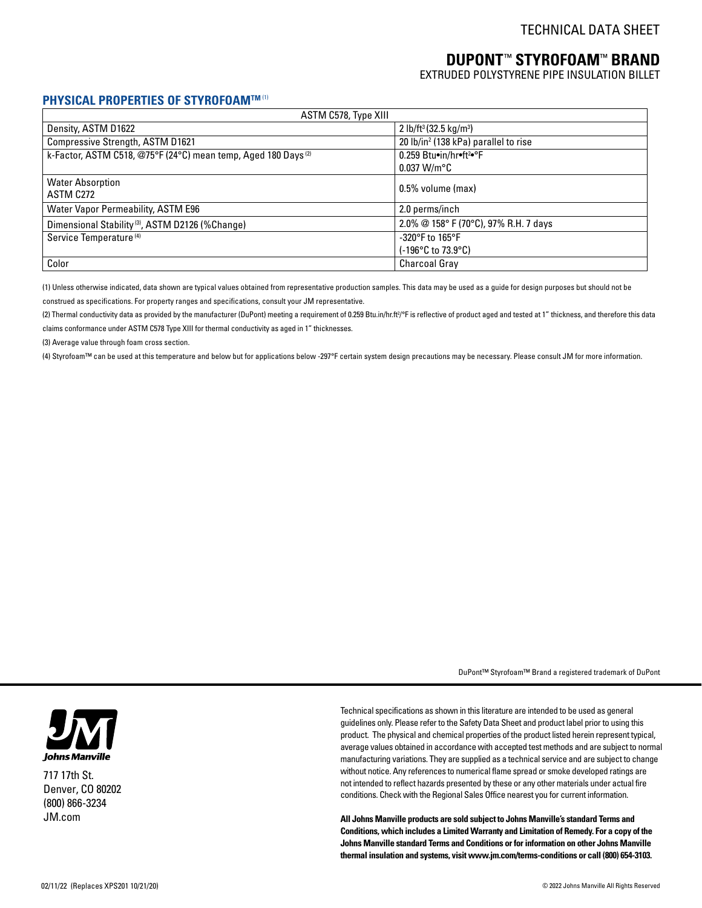TECHNICAL DATA SHEET

# DUPONT™ STYROFOAM™ BRAND

EXTRUDED POLYSTYRENE PIPE INSULATION BILLET

## PHYSICAL PROPERTIES OF STYROFOAM™ (1)

| ASTM C578, Type XIII | |
|---|---|
| Density, ASTM D1622 | 2 lb/ft³ (32.5 kg/m³) |
| Compressive Strength, ASTM D1621 | 20 lb/in² (138 kPa) parallel to rise |
| k-Factor, ASTM C518, @75°F (24°C) mean temp, Aged 180 Days (2) | 0.259 Btu•in/hr•ft²•°F<br>0.037 W/m°C |
| Water Absorption<br>ASTM C272 | 0.5% volume (max) |
| Water Vapor Permeability, ASTM E96 | 2.0 perms/inch |
| Dimensional Stability (3), ASTM D2126 (%Change) | 2.0% @ 158° F (70°C), 97% R.H. 7 days |
| Service Temperature (4) | -320°F to 165°F<br>(-196°C to 73.9°C) |
| Color | Charcoal Gray |

(1) Unless otherwise indicated, data shown are typical values obtained from representative production samples. This data may be used as a guide for design purposes but should not be construed as specifications. For property ranges and specifications, consult your JM representative.

(2) Thermal conductivity data as provided by the manufacturer (DuPont) meeting a requirement of 0.259 Btu.in/hr.ft²/°F is reflective of product aged and tested at 1" thickness, and therefore this data claims conformance under ASTM C578 Type XIII for thermal conductivity as aged in 1" thicknesses.

(3) Average value through foam cross section.

(4) Styrofoam™ can be used at this temperature and below but for applications below -297°F certain system design precautions may be necessary. Please consult JM for more information.

DuPont™ Styrofoam™ Brand a registered trademark of DuPont

Johns Manville
717 17th St.
Denver, CO 80202
(800) 866-3234
JM.com

Technical specifications as shown in this literature are intended to be used as general guidelines only. Please refer to the Safety Data Sheet and product label prior to using this product. The physical and chemical properties of the product listed herein represent typical, average values obtained in accordance with accepted test methods and are subject to normal manufacturing variations. They are supplied as a technical service and are subject to change without notice. Any references to numerical flame spread or smoke developed ratings are not intended to reflect hazards presented by these or any other materials under actual fire conditions. Check with the Regional Sales Office nearest you for current information.

**All Johns Manville products are sold subject to Johns Manville's standard Terms and Conditions, which includes a Limited Warranty and Limitation of Remedy. For a copy of the Johns Manville standard Terms and Conditions or for information on other Johns Manville thermal insulation and systems, visit www.jm.com/terms-conditions or call (800) 654-3103.**

02/11/22 (Replaces XPS201 10/21/20)

© 2022 Johns Manville All Rights Reserved